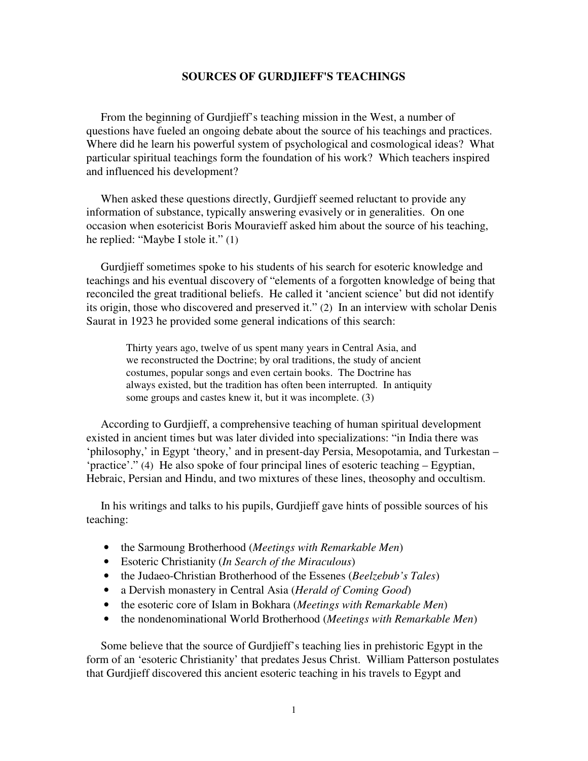# SOURCES OF GURDJIEFF'S TEACHINGS

From the beginning of Gurdjieff's teaching mission in the West, a number of questions have fueled an ongoing debate about the source of his teachings and practices. Where did he learn his powerful system of psychological and cosmological ideas? What particular spiritual teachings form the foundation of his work? Which teachers inspired and influenced his development?

When asked these questions directly, Gurdjieff seemed reluctant to provide any information of substance, typically answering evasively or in generalities. On one occasion when esotericist Boris Mouravieff asked him about the source of his teaching, he replied: "Maybe I stole it." (1)

Gurdjieff sometimes spoke to his students of his search for esoteric knowledge and teachings and his eventual discovery of "elements of a forgotten knowledge of being that reconciled the great traditional beliefs. He called it 'ancient science' but did not identify its origin, those who discovered and preserved it." (2) In an interview with scholar Denis Saurat in 1923 he provided some general indications of this search:

> Thirty years ago, twelve of us spent many years in Central Asia, and we reconstructed the Doctrine; by oral traditions, the study of ancient costumes, popular songs and even certain books. The Doctrine has always existed, but the tradition has often been interrupted. In antiquity some groups and castes knew it, but it was incomplete. (3)

According to Gurdjieff, a comprehensive teaching of human spiritual development existed in ancient times but was later divided into specializations: "in India there was 'philosophy,' in Egypt 'theory,' and in present-day Persia, Mesopotamia, and Turkestan – 'practice'." (4) He also spoke of four principal lines of esoteric teaching – Egyptian, Hebraic, Persian and Hindu, and two mixtures of these lines, theosophy and occultism.

In his writings and talks to his pupils, Gurdjieff gave hints of possible sources of his teaching:

- the Sarmoung Brotherhood (*Meetings with Remarkable Men*)
- Esoteric Christianity (*In Search of the Miraculous*)
- the Judaeo-Christian Brotherhood of the Essenes (*Beelzebub's Tales*)
- a Dervish monastery in Central Asia (*Herald of Coming Good*)
- the esoteric core of Islam in Bokhara (*Meetings with Remarkable Men*)
- the nondenominational World Brotherhood (*Meetings with Remarkable Men*)

Some believe that the source of Gurdjieff's teaching lies in prehistoric Egypt in the form of an 'esoteric Christianity' that predates Jesus Christ. William Patterson postulates that Gurdjieff discovered this ancient esoteric teaching in his travels to Egypt and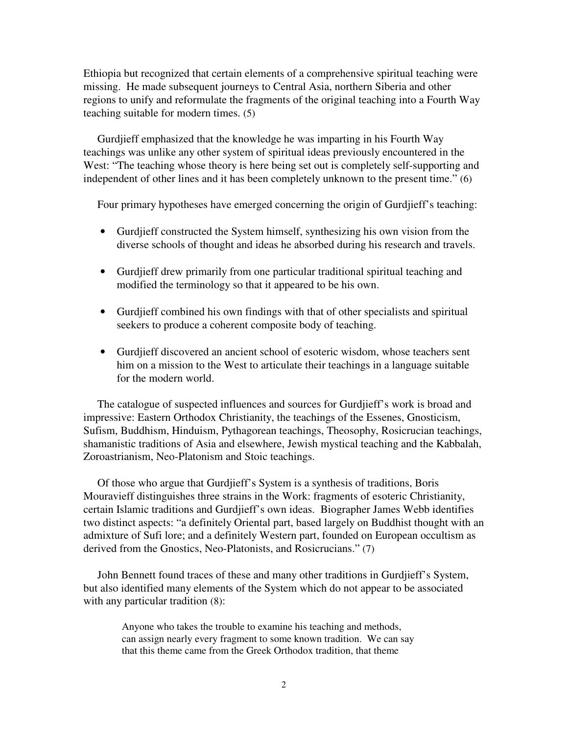Ethiopia but recognized that certain elements of a comprehensive spiritual teaching were missing. He made subsequent journeys to Central Asia, northern Siberia and other regions to unify and reformulate the fragments of the original teaching into a Fourth Way teaching suitable for modern times. (5)

Gurdjieff emphasized that the knowledge he was imparting in his Fourth Way teachings was unlike any other system of spiritual ideas previously encountered in the West: "The teaching whose theory is here being set out is completely self-supporting and independent of other lines and it has been completely unknown to the present time." (6)

Four primary hypotheses have emerged concerning the origin of Gurdjieff's teaching:

- Gurdjieff constructed the System himself, synthesizing his own vision from the diverse schools of thought and ideas he absorbed during his research and travels.
- Gurdjieff drew primarily from one particular traditional spiritual teaching and modified the terminology so that it appeared to be his own.
- Gurdjieff combined his own findings with that of other specialists and spiritual seekers to produce a coherent composite body of teaching.
- Gurdjieff discovered an ancient school of esoteric wisdom, whose teachers sent him on a mission to the West to articulate their teachings in a language suitable for the modern world.

The catalogue of suspected influences and sources for Gurdjieff's work is broad and impressive: Eastern Orthodox Christianity, the teachings of the Essenes, Gnosticism, Sufism, Buddhism, Hinduism, Pythagorean teachings, Theosophy, Rosicrucian teachings, shamanistic traditions of Asia and elsewhere, Jewish mystical teaching and the Kabbalah, Zoroastrianism, Neo-Platonism and Stoic teachings.

Of those who argue that Gurdjieff's System is a synthesis of traditions, Boris Mouravieff distinguishes three strains in the Work: fragments of esoteric Christianity, certain Islamic traditions and Gurdjieff's own ideas. Biographer James Webb identifies two distinct aspects: "a definitely Oriental part, based largely on Buddhist thought with an admixture of Sufi lore; and a definitely Western part, founded on European occultism as derived from the Gnostics, Neo-Platonists, and Rosicrucians." (7)

John Bennett found traces of these and many other traditions in Gurdjieff's System, but also identified many elements of the System which do not appear to be associated with any particular tradition (8):

> Anyone who takes the trouble to examine his teaching and methods, can assign nearly every fragment to some known tradition. We can say that this theme came from the Greek Orthodox tradition, that theme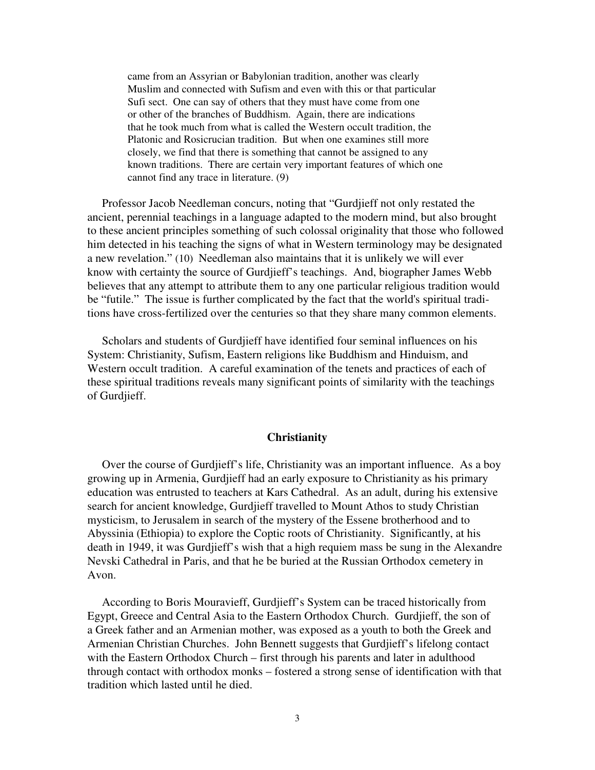> came from an Assyrian or Babylonian tradition, another was clearly Muslim and connected with Sufism and even with this or that particular Sufi sect. One can say of others that they must have come from one or other of the branches of Buddhism. Again, there are indications that he took much from what is called the Western occult tradition, the Platonic and Rosicrucian tradition. But when one examines still more closely, we find that there is something that cannot be assigned to any known traditions. There are certain very important features of which one cannot find any trace in literature. (9)

Professor Jacob Needleman concurs, noting that "Gurdjieff not only restated the ancient, perennial teachings in a language adapted to the modern mind, but also brought to these ancient principles something of such colossal originality that those who followed him detected in his teaching the signs of what in Western terminology may be designated a new revelation." (10) Needleman also maintains that it is unlikely we will ever know with certainty the source of Gurdjieff's teachings. And, biographer James Webb believes that any attempt to attribute them to any one particular religious tradition would be "futile." The issue is further complicated by the fact that the world's spiritual traditions have cross-fertilized over the centuries so that they share many common elements.

Scholars and students of Gurdjieff have identified four seminal influences on his System: Christianity, Sufism, Eastern religions like Buddhism and Hinduism, and Western occult tradition. A careful examination of the tenets and practices of each of these spiritual traditions reveals many significant points of similarity with the teachings of Gurdjieff.

## Christianity

Over the course of Gurdjieff's life, Christianity was an important influence. As a boy growing up in Armenia, Gurdjieff had an early exposure to Christianity as his primary education was entrusted to teachers at Kars Cathedral. As an adult, during his extensive search for ancient knowledge, Gurdjieff travelled to Mount Athos to study Christian mysticism, to Jerusalem in search of the mystery of the Essene brotherhood and to Abyssinia (Ethiopia) to explore the Coptic roots of Christianity. Significantly, at his death in 1949, it was Gurdjieff's wish that a high requiem mass be sung in the Alexandre Nevski Cathedral in Paris, and that he be buried at the Russian Orthodox cemetery in Avon.

According to Boris Mouravieff, Gurdjieff's System can be traced historically from Egypt, Greece and Central Asia to the Eastern Orthodox Church. Gurdjieff, the son of a Greek father and an Armenian mother, was exposed as a youth to both the Greek and Armenian Christian Churches. John Bennett suggests that Gurdjieff's lifelong contact with the Eastern Orthodox Church – first through his parents and later in adulthood through contact with orthodox monks – fostered a strong sense of identification with that tradition which lasted until he died.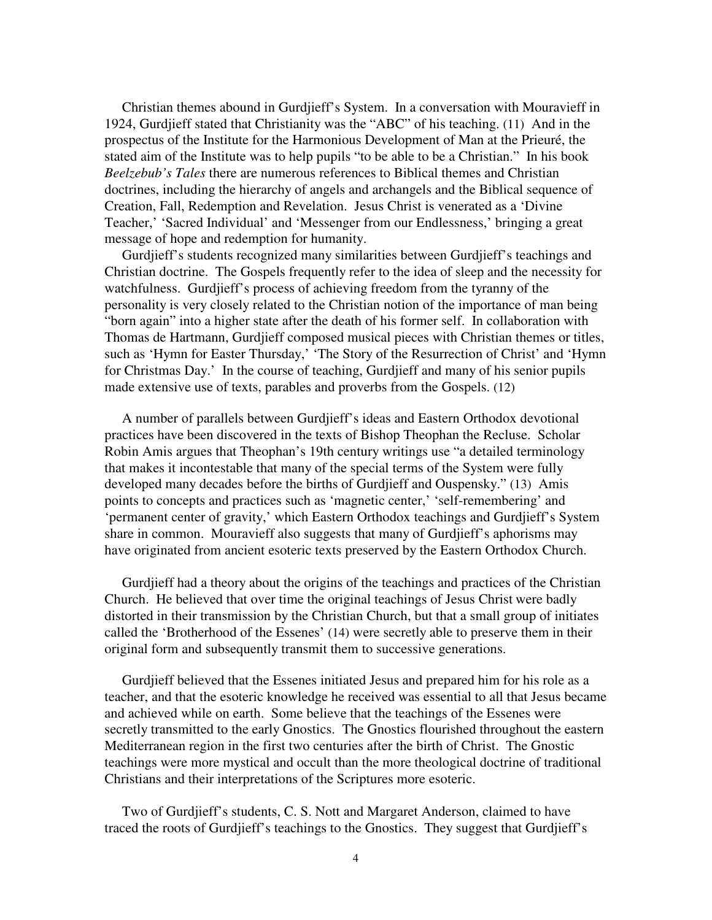Christian themes abound in Gurdjieff's System. In a conversation with Mouravieff in 1924, Gurdjieff stated that Christianity was the "ABC" of his teaching. (11) And in the prospectus of the Institute for the Harmonious Development of Man at the Prieuré, the stated aim of the Institute was to help pupils "to be able to be a Christian." In his book *Beelzebub's Tales* there are numerous references to Biblical themes and Christian doctrines, including the hierarchy of angels and archangels and the Biblical sequence of Creation, Fall, Redemption and Revelation. Jesus Christ is venerated as a 'Divine Teacher,' 'Sacred Individual' and 'Messenger from our Endlessness,' bringing a great message of hope and redemption for humanity.

Gurdjieff's students recognized many similarities between Gurdjieff's teachings and Christian doctrine. The Gospels frequently refer to the idea of sleep and the necessity for watchfulness. Gurdjieff's process of achieving freedom from the tyranny of the personality is very closely related to the Christian notion of the importance of man being "born again" into a higher state after the death of his former self. In collaboration with Thomas de Hartmann, Gurdjieff composed musical pieces with Christian themes or titles, such as 'Hymn for Easter Thursday,' 'The Story of the Resurrection of Christ' and 'Hymn for Christmas Day.' In the course of teaching, Gurdjieff and many of his senior pupils made extensive use of texts, parables and proverbs from the Gospels. (12)

A number of parallels between Gurdjieff's ideas and Eastern Orthodox devotional practices have been discovered in the texts of Bishop Theophan the Recluse. Scholar Robin Amis argues that Theophan's 19th century writings use "a detailed terminology that makes it incontestable that many of the special terms of the System were fully developed many decades before the births of Gurdjieff and Ouspensky." (13) Amis points to concepts and practices such as 'magnetic center,' 'self-remembering' and 'permanent center of gravity,' which Eastern Orthodox teachings and Gurdjieff's System share in common. Mouravieff also suggests that many of Gurdjieff's aphorisms may have originated from ancient esoteric texts preserved by the Eastern Orthodox Church.

Gurdjieff had a theory about the origins of the teachings and practices of the Christian Church. He believed that over time the original teachings of Jesus Christ were badly distorted in their transmission by the Christian Church, but that a small group of initiates called the 'Brotherhood of the Essenes' (14) were secretly able to preserve them in their original form and subsequently transmit them to successive generations.

Gurdjieff believed that the Essenes initiated Jesus and prepared him for his role as a teacher, and that the esoteric knowledge he received was essential to all that Jesus became and achieved while on earth. Some believe that the teachings of the Essenes were secretly transmitted to the early Gnostics. The Gnostics flourished throughout the eastern Mediterranean region in the first two centuries after the birth of Christ. The Gnostic teachings were more mystical and occult than the more theological doctrine of traditional Christians and their interpretations of the Scriptures more esoteric.

Two of Gurdjieff's students, C. S. Nott and Margaret Anderson, claimed to have traced the roots of Gurdjieff's teachings to the Gnostics. They suggest that Gurdjieff's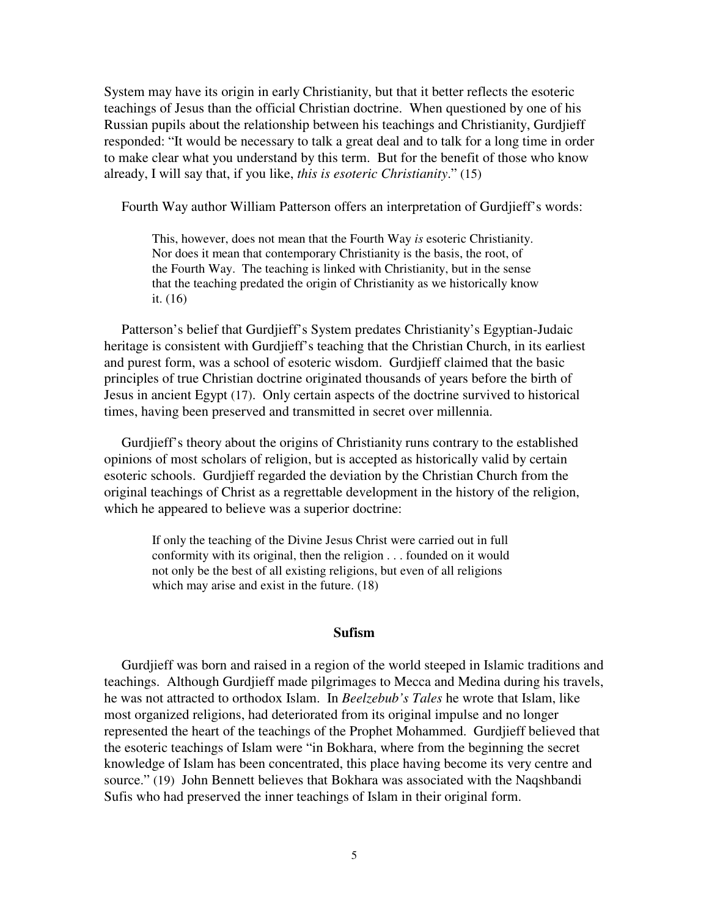System may have its origin in early Christianity, but that it better reflects the esoteric teachings of Jesus than the official Christian doctrine. When questioned by one of his Russian pupils about the relationship between his teachings and Christianity, Gurdjieff responded: "It would be necessary to talk a great deal and to talk for a long time in order to make clear what you understand by this term. But for the benefit of those who know already, I will say that, if you like, *this is esoteric Christianity*." (15)

Fourth Way author William Patterson offers an interpretation of Gurdjieff's words:

> This, however, does not mean that the Fourth Way *is* esoteric Christianity. Nor does it mean that contemporary Christianity is the basis, the root, of the Fourth Way. The teaching is linked with Christianity, but in the sense that the teaching predated the origin of Christianity as we historically know it. (16)

Patterson's belief that Gurdjieff's System predates Christianity's Egyptian-Judaic heritage is consistent with Gurdjieff's teaching that the Christian Church, in its earliest and purest form, was a school of esoteric wisdom. Gurdjieff claimed that the basic principles of true Christian doctrine originated thousands of years before the birth of Jesus in ancient Egypt (17). Only certain aspects of the doctrine survived to historical times, having been preserved and transmitted in secret over millennia.

Gurdjieff's theory about the origins of Christianity runs contrary to the established opinions of most scholars of religion, but is accepted as historically valid by certain esoteric schools. Gurdjieff regarded the deviation by the Christian Church from the original teachings of Christ as a regrettable development in the history of the religion, which he appeared to believe was a superior doctrine:

> If only the teaching of the Divine Jesus Christ were carried out in full conformity with its original, then the religion . . . founded on it would not only be the best of all existing religions, but even of all religions which may arise and exist in the future. (18)

## Sufism

Gurdjieff was born and raised in a region of the world steeped in Islamic traditions and teachings. Although Gurdjieff made pilgrimages to Mecca and Medina during his travels, he was not attracted to orthodox Islam. In *Beelzebub's Tales* he wrote that Islam, like most organized religions, had deteriorated from its original impulse and no longer represented the heart of the teachings of the Prophet Mohammed. Gurdjieff believed that the esoteric teachings of Islam were "in Bokhara, where from the beginning the secret knowledge of Islam has been concentrated, this place having become its very centre and source." (19) John Bennett believes that Bokhara was associated with the Naqshbandi Sufis who had preserved the inner teachings of Islam in their original form.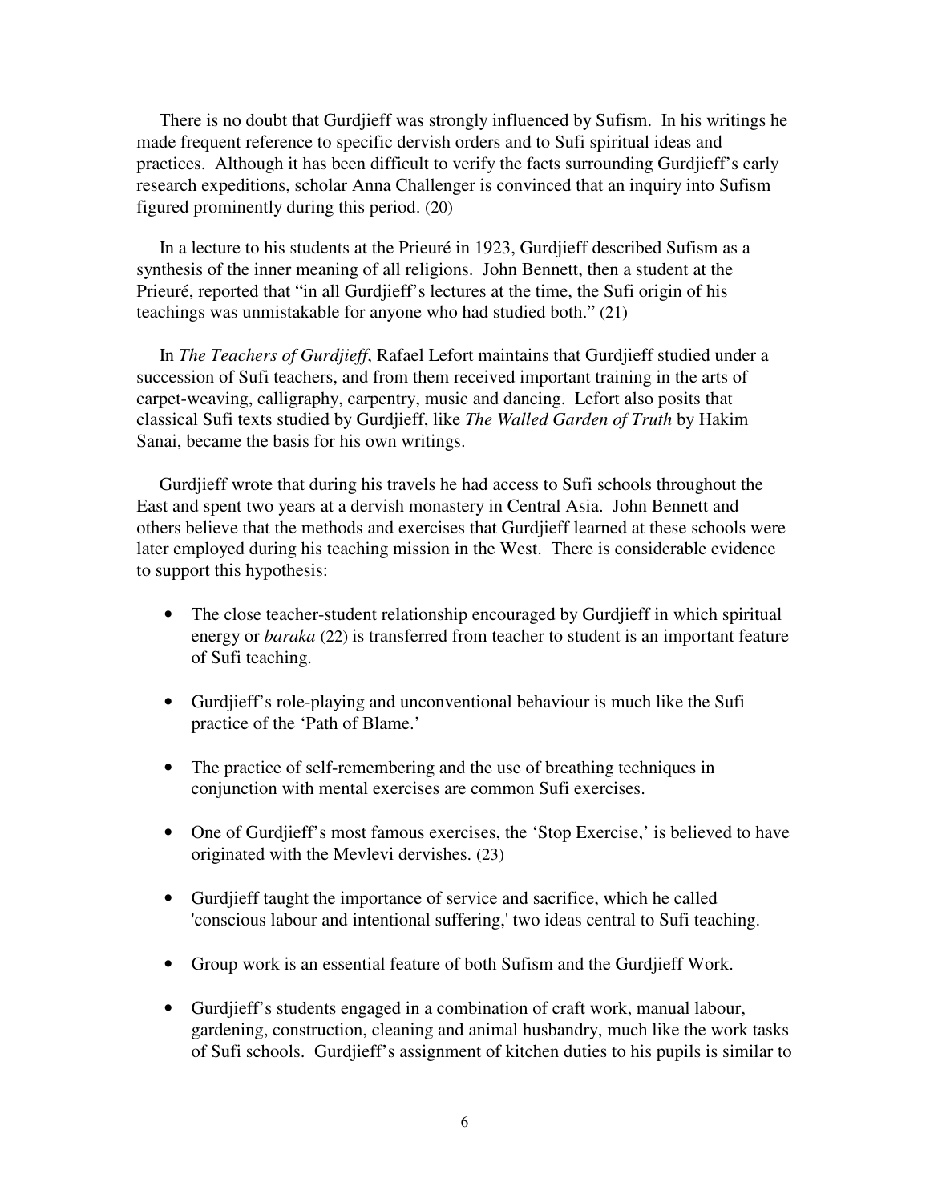There is no doubt that Gurdjieff was strongly influenced by Sufism. In his writings he made frequent reference to specific dervish orders and to Sufi spiritual ideas and practices. Although it has been difficult to verify the facts surrounding Gurdjieff's early research expeditions, scholar Anna Challenger is convinced that an inquiry into Sufism figured prominently during this period. (20)

In a lecture to his students at the Prieuré in 1923, Gurdjieff described Sufism as a synthesis of the inner meaning of all religions. John Bennett, then a student at the Prieuré, reported that "in all Gurdjieff's lectures at the time, the Sufi origin of his teachings was unmistakable for anyone who had studied both." (21)

In *The Teachers of Gurdjieff*, Rafael Lefort maintains that Gurdjieff studied under a succession of Sufi teachers, and from them received important training in the arts of carpet-weaving, calligraphy, carpentry, music and dancing. Lefort also posits that classical Sufi texts studied by Gurdjieff, like *The Walled Garden of Truth* by Hakim Sanai, became the basis for his own writings.

Gurdjieff wrote that during his travels he had access to Sufi schools throughout the East and spent two years at a dervish monastery in Central Asia. John Bennett and others believe that the methods and exercises that Gurdjieff learned at these schools were later employed during his teaching mission in the West. There is considerable evidence to support this hypothesis:

- The close teacher-student relationship encouraged by Gurdjieff in which spiritual energy or *baraka* (22) is transferred from teacher to student is an important feature of Sufi teaching.
- Gurdjieff's role-playing and unconventional behaviour is much like the Sufi practice of the 'Path of Blame.'
- The practice of self-remembering and the use of breathing techniques in conjunction with mental exercises are common Sufi exercises.
- One of Gurdjieff's most famous exercises, the 'Stop Exercise,' is believed to have originated with the Mevlevi dervishes. (23)
- Gurdjieff taught the importance of service and sacrifice, which he called 'conscious labour and intentional suffering,' two ideas central to Sufi teaching.
- Group work is an essential feature of both Sufism and the Gurdjieff Work.
- Gurdjieff's students engaged in a combination of craft work, manual labour, gardening, construction, cleaning and animal husbandry, much like the work tasks of Sufi schools. Gurdjieff's assignment of kitchen duties to his pupils is similar to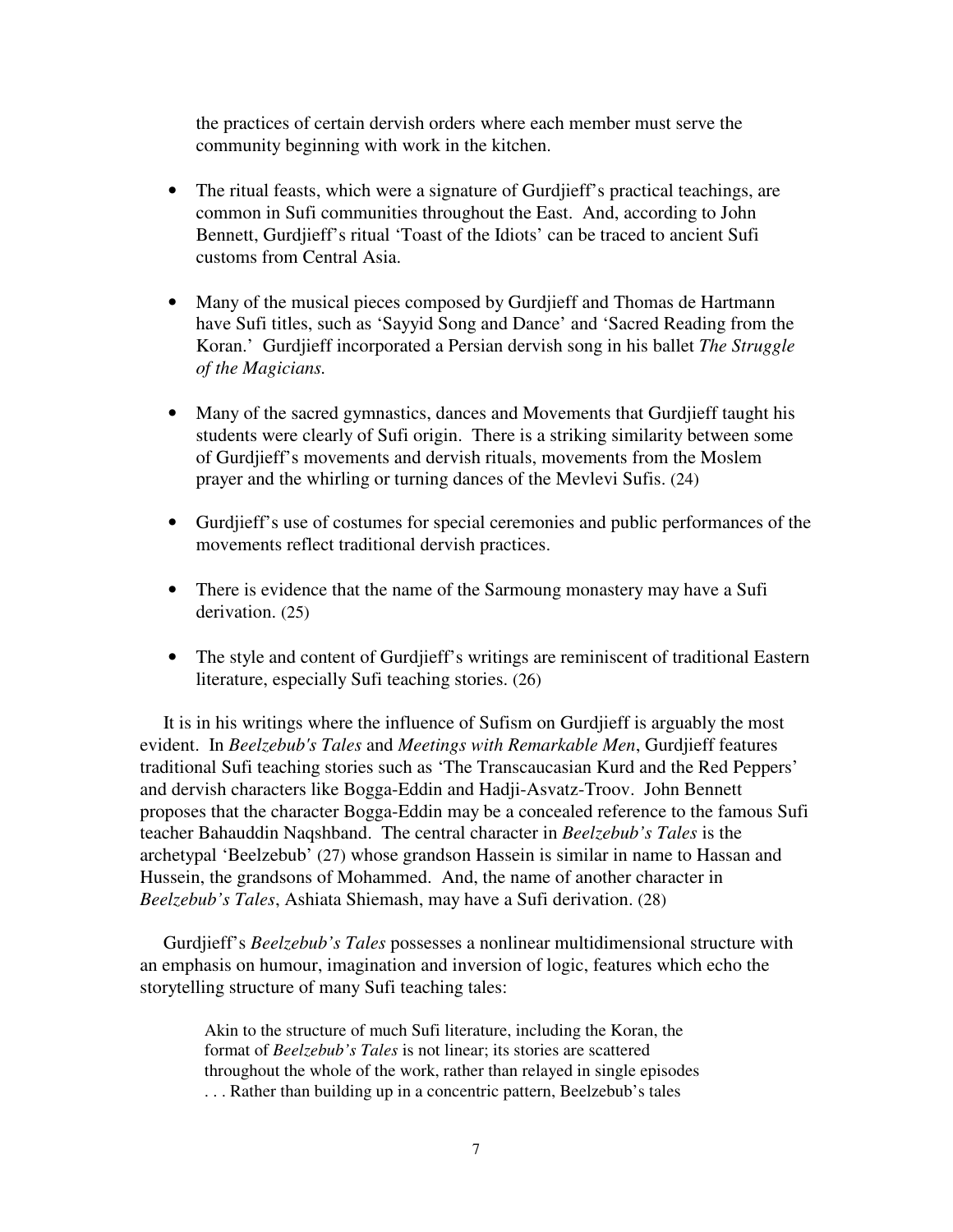the practices of certain dervish orders where each member must serve the community beginning with work in the kitchen.

- The ritual feasts, which were a signature of Gurdjieff's practical teachings, are common in Sufi communities throughout the East. And, according to John Bennett, Gurdjieff's ritual 'Toast of the Idiots' can be traced to ancient Sufi customs from Central Asia.

- Many of the musical pieces composed by Gurdjieff and Thomas de Hartmann have Sufi titles, such as 'Sayyid Song and Dance' and 'Sacred Reading from the Koran.' Gurdjieff incorporated a Persian dervish song in his ballet *The Struggle of the Magicians.*

- Many of the sacred gymnastics, dances and Movements that Gurdjieff taught his students were clearly of Sufi origin. There is a striking similarity between some of Gurdjieff's movements and dervish rituals, movements from the Moslem prayer and the whirling or turning dances of the Mevlevi Sufis. (24)

- Gurdjieff's use of costumes for special ceremonies and public performances of the movements reflect traditional dervish practices.

- There is evidence that the name of the Sarmoung monastery may have a Sufi derivation. (25)

- The style and content of Gurdjieff's writings are reminiscent of traditional Eastern literature, especially Sufi teaching stories. (26)

It is in his writings where the influence of Sufism on Gurdjieff is arguably the most evident. In *Beelzebub's Tales* and *Meetings with Remarkable Men*, Gurdjieff features traditional Sufi teaching stories such as 'The Transcaucasian Kurd and the Red Peppers' and dervish characters like Bogga-Eddin and Hadji-Asvatz-Troov. John Bennett proposes that the character Bogga-Eddin may be a concealed reference to the famous Sufi teacher Bahauddin Naqshband. The central character in *Beelzebub's Tales* is the archetypal 'Beelzebub' (27) whose grandson Hassein is similar in name to Hassan and Hussein, the grandsons of Mohammed. And, the name of another character in *Beelzebub's Tales*, Ashiata Shiemash, may have a Sufi derivation. (28)

Gurdjieff's *Beelzebub's Tales* possesses a nonlinear multidimensional structure with an emphasis on humour, imagination and inversion of logic, features which echo the storytelling structure of many Sufi teaching tales:

> Akin to the structure of much Sufi literature, including the Koran, the format of *Beelzebub's Tales* is not linear; its stories are scattered throughout the whole of the work, rather than relayed in single episodes . . . Rather than building up in a concentric pattern, Beelzebub's tales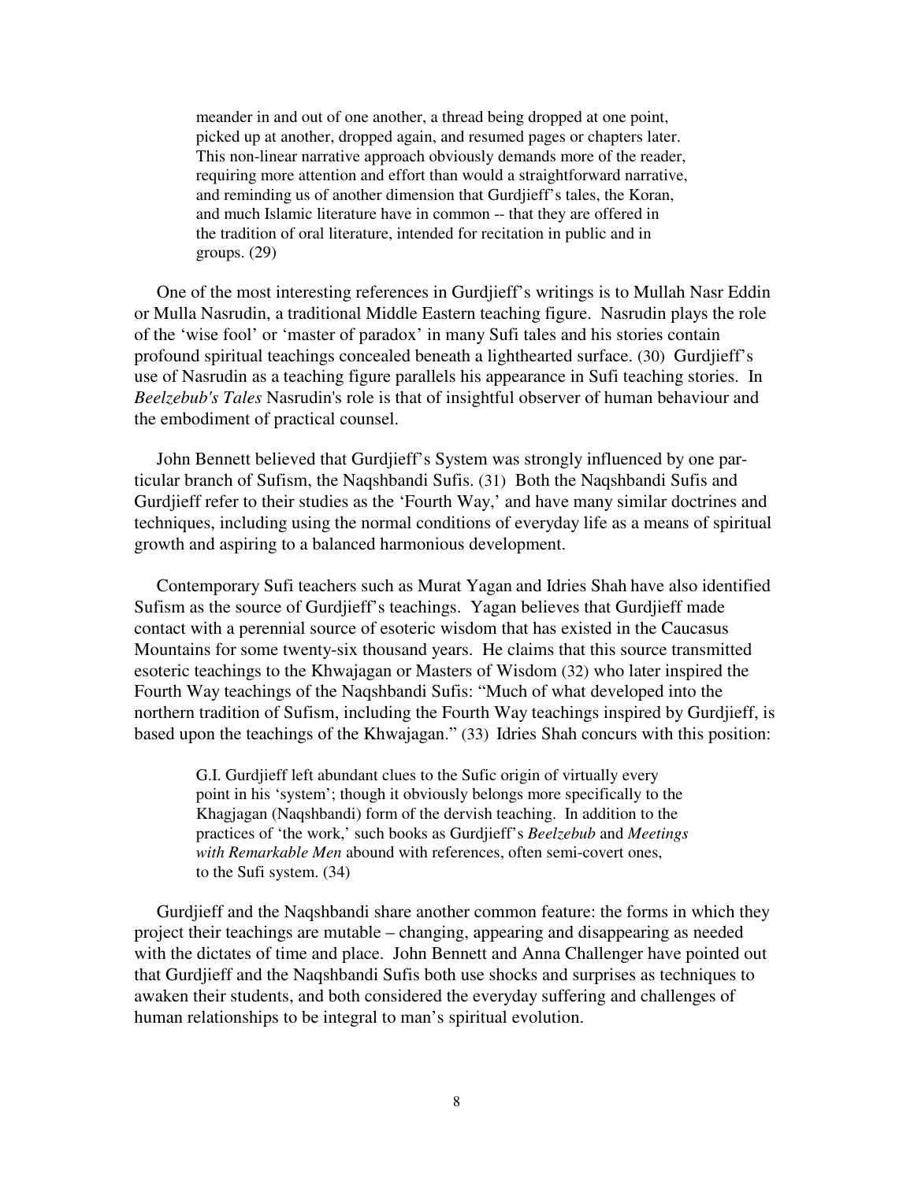> meander in and out of one another, a thread being dropped at one point, picked up at another, dropped again, and resumed pages or chapters later. This non-linear narrative approach obviously demands more of the reader, requiring more attention and effort than would a straightforward narrative, and reminding us of another dimension that Gurdjieff's tales, the Koran, and much Islamic literature have in common -- that they are offered in the tradition of oral literature, intended for recitation in public and in groups. (29)

One of the most interesting references in Gurdjieff's writings is to Mullah Nasr Eddin or Mulla Nasrudin, a traditional Middle Eastern teaching figure. Nasrudin plays the role of the 'wise fool' or 'master of paradox' in many Sufi tales and his stories contain profound spiritual teachings concealed beneath a lighthearted surface. (30) Gurdjieff's use of Nasrudin as a teaching figure parallels his appearance in Sufi teaching stories. In *Beelzebub's Tales* Nasrudin's role is that of insightful observer of human behaviour and the embodiment of practical counsel.

John Bennett believed that Gurdjieff's System was strongly influenced by one particular branch of Sufism, the Naqshbandi Sufis. (31) Both the Naqshbandi Sufis and Gurdjieff refer to their studies as the 'Fourth Way,' and have many similar doctrines and techniques, including using the normal conditions of everyday life as a means of spiritual growth and aspiring to a balanced harmonious development.

Contemporary Sufi teachers such as Murat Yagan and Idries Shah have also identified Sufism as the source of Gurdjieff's teachings. Yagan believes that Gurdjieff made contact with a perennial source of esoteric wisdom that has existed in the Caucasus Mountains for some twenty-six thousand years. He claims that this source transmitted esoteric teachings to the Khwajagan or Masters of Wisdom (32) who later inspired the Fourth Way teachings of the Naqshbandi Sufis: "Much of what developed into the northern tradition of Sufism, including the Fourth Way teachings inspired by Gurdjieff, is based upon the teachings of the Khwajagan." (33) Idries Shah concurs with this position:

> G.I. Gurdjieff left abundant clues to the Sufic origin of virtually every point in his 'system'; though it obviously belongs more specifically to the Khagjagan (Naqshbandi) form of the dervish teaching. In addition to the practices of 'the work,' such books as Gurdjieff's *Beelzebub* and *Meetings with Remarkable Men* abound with references, often semi-covert ones, to the Sufi system. (34)

Gurdjieff and the Naqshbandi share another common feature: the forms in which they project their teachings are mutable – changing, appearing and disappearing as needed with the dictates of time and place. John Bennett and Anna Challenger have pointed out that Gurdjieff and the Naqshbandi Sufis both use shocks and surprises as techniques to awaken their students, and both considered the everyday suffering and challenges of human relationships to be integral to man's spiritual evolution.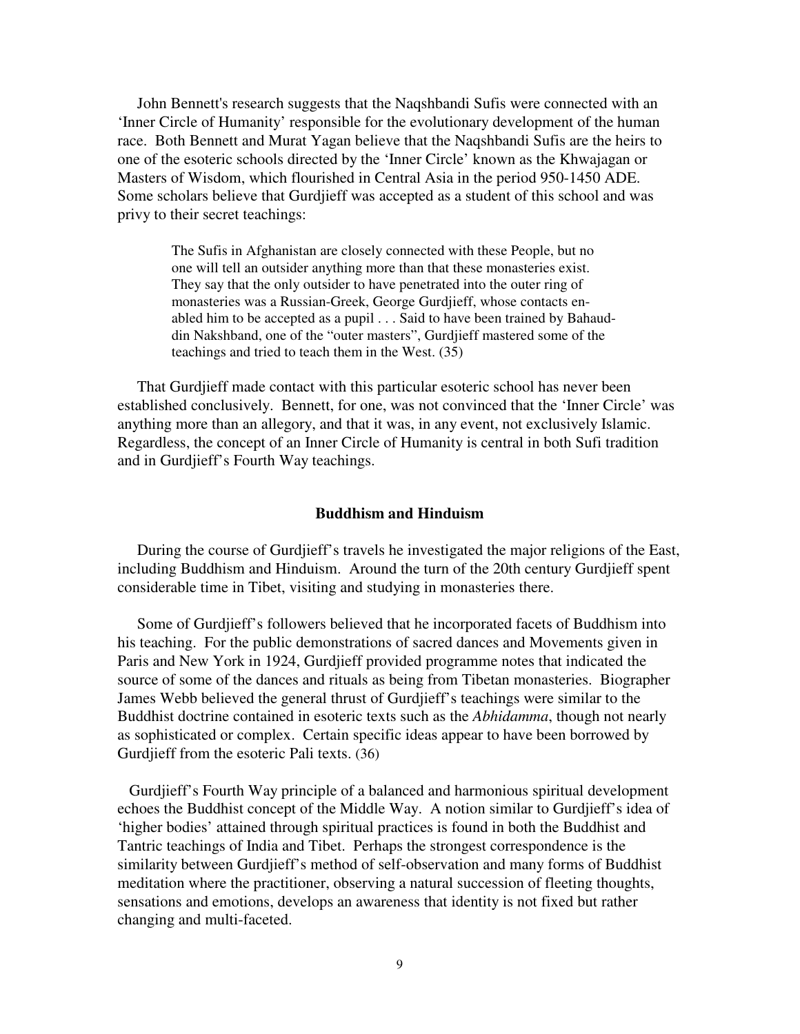John Bennett's research suggests that the Naqshbandi Sufis were connected with an 'Inner Circle of Humanity' responsible for the evolutionary development of the human race. Both Bennett and Murat Yagan believe that the Naqshbandi Sufis are the heirs to one of the esoteric schools directed by the 'Inner Circle' known as the Khwajagan or Masters of Wisdom, which flourished in Central Asia in the period 950-1450 ADE. Some scholars believe that Gurdjieff was accepted as a student of this school and was privy to their secret teachings:

> The Sufis in Afghanistan are closely connected with these People, but no one will tell an outsider anything more than that these monasteries exist. They say that the only outsider to have penetrated into the outer ring of monasteries was a Russian-Greek, George Gurdjieff, whose contacts enabled him to be accepted as a pupil . . . Said to have been trained by Bahauddin Nakshband, one of the "outer masters", Gurdjieff mastered some of the teachings and tried to teach them in the West. (35)

That Gurdjieff made contact with this particular esoteric school has never been established conclusively. Bennett, for one, was not convinced that the 'Inner Circle' was anything more than an allegory, and that it was, in any event, not exclusively Islamic. Regardless, the concept of an Inner Circle of Humanity is central in both Sufi tradition and in Gurdjieff's Fourth Way teachings.

## Buddhism and Hinduism

During the course of Gurdjieff's travels he investigated the major religions of the East, including Buddhism and Hinduism. Around the turn of the 20th century Gurdjieff spent considerable time in Tibet, visiting and studying in monasteries there.

Some of Gurdjieff's followers believed that he incorporated facets of Buddhism into his teaching. For the public demonstrations of sacred dances and Movements given in Paris and New York in 1924, Gurdjieff provided programme notes that indicated the source of some of the dances and rituals as being from Tibetan monasteries. Biographer James Webb believed the general thrust of Gurdjieff's teachings were similar to the Buddhist doctrine contained in esoteric texts such as the *Abhidamma*, though not nearly as sophisticated or complex. Certain specific ideas appear to have been borrowed by Gurdjieff from the esoteric Pali texts. (36)

Gurdjieff's Fourth Way principle of a balanced and harmonious spiritual development echoes the Buddhist concept of the Middle Way. A notion similar to Gurdjieff's idea of 'higher bodies' attained through spiritual practices is found in both the Buddhist and Tantric teachings of India and Tibet. Perhaps the strongest correspondence is the similarity between Gurdjieff's method of self-observation and many forms of Buddhist meditation where the practitioner, observing a natural succession of fleeting thoughts, sensations and emotions, develops an awareness that identity is not fixed but rather changing and multi-faceted.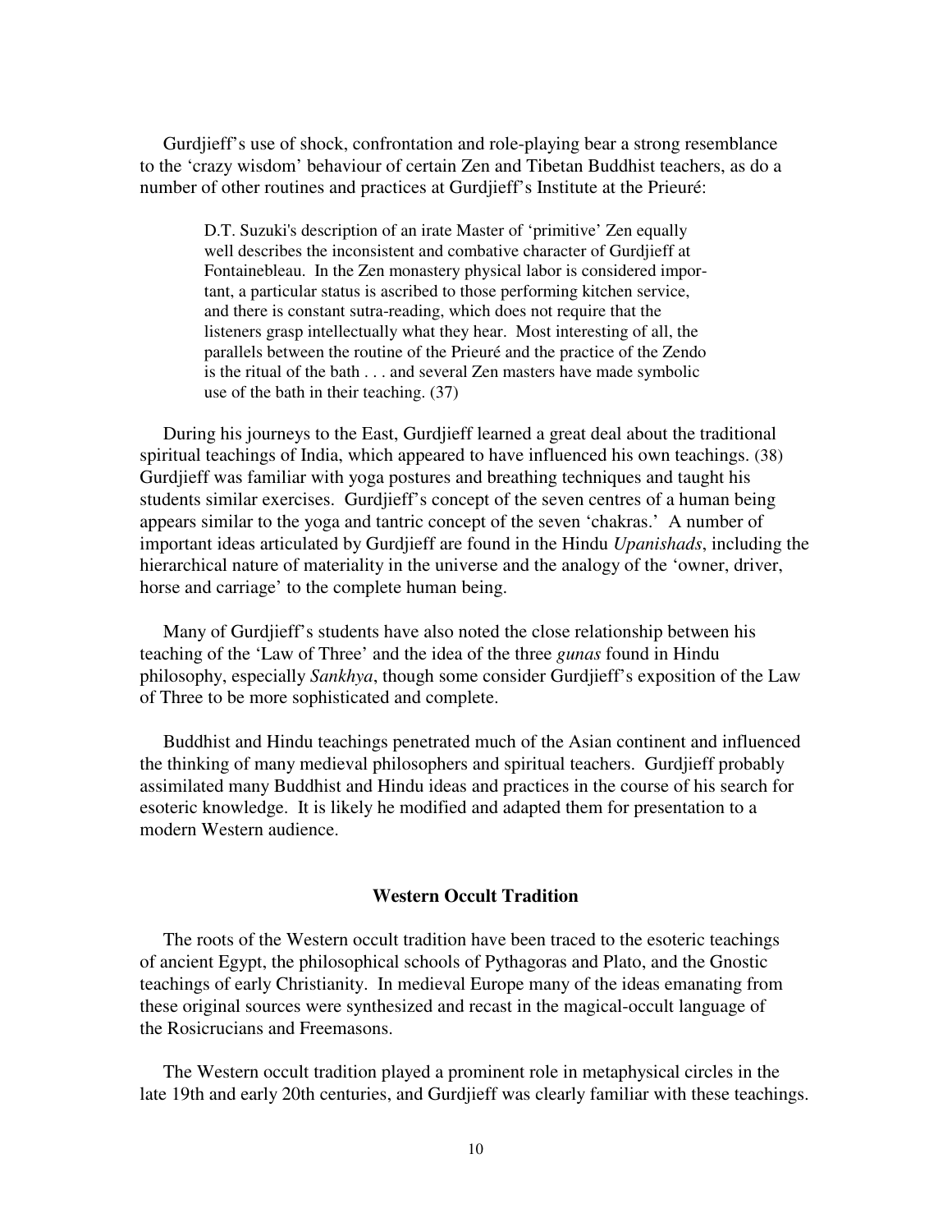Gurdjieff's use of shock, confrontation and role-playing bear a strong resemblance to the 'crazy wisdom' behaviour of certain Zen and Tibetan Buddhist teachers, as do a number of other routines and practices at Gurdjieff's Institute at the Prieuré:

> D.T. Suzuki's description of an irate Master of 'primitive' Zen equally well describes the inconsistent and combative character of Gurdjieff at Fontainebleau. In the Zen monastery physical labor is considered important, a particular status is ascribed to those performing kitchen service, and there is constant sutra-reading, which does not require that the listeners grasp intellectually what they hear. Most interesting of all, the parallels between the routine of the Prieuré and the practice of the Zendo is the ritual of the bath . . . and several Zen masters have made symbolic use of the bath in their teaching. (37)

During his journeys to the East, Gurdjieff learned a great deal about the traditional spiritual teachings of India, which appeared to have influenced his own teachings. (38) Gurdjieff was familiar with yoga postures and breathing techniques and taught his students similar exercises. Gurdjieff's concept of the seven centres of a human being appears similar to the yoga and tantric concept of the seven 'chakras.' A number of important ideas articulated by Gurdjieff are found in the Hindu *Upanishads*, including the hierarchical nature of materiality in the universe and the analogy of the 'owner, driver, horse and carriage' to the complete human being.

Many of Gurdjieff's students have also noted the close relationship between his teaching of the 'Law of Three' and the idea of the three *gunas* found in Hindu philosophy, especially *Sankhya*, though some consider Gurdjieff's exposition of the Law of Three to be more sophisticated and complete.

Buddhist and Hindu teachings penetrated much of the Asian continent and influenced the thinking of many medieval philosophers and spiritual teachers. Gurdjieff probably assimilated many Buddhist and Hindu ideas and practices in the course of his search for esoteric knowledge. It is likely he modified and adapted them for presentation to a modern Western audience.

## Western Occult Tradition

The roots of the Western occult tradition have been traced to the esoteric teachings of ancient Egypt, the philosophical schools of Pythagoras and Plato, and the Gnostic teachings of early Christianity. In medieval Europe many of the ideas emanating from these original sources were synthesized and recast in the magical-occult language of the Rosicrucians and Freemasons.

The Western occult tradition played a prominent role in metaphysical circles in the late 19th and early 20th centuries, and Gurdjieff was clearly familiar with these teachings.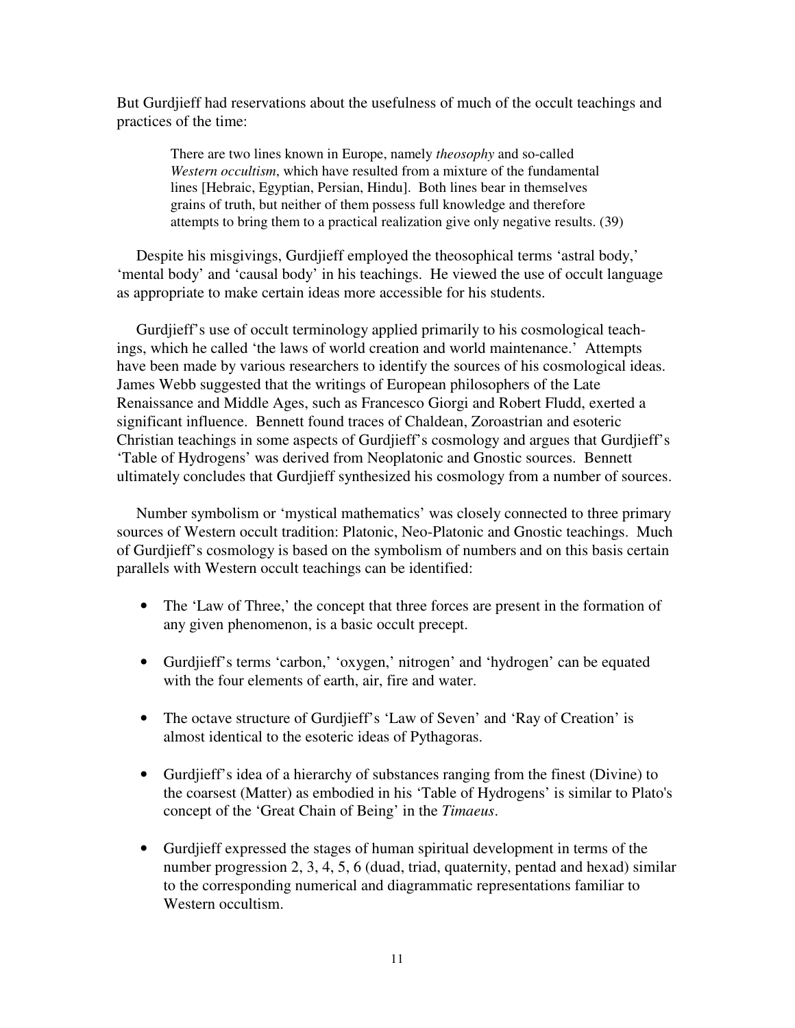But Gurdjieff had reservations about the usefulness of much of the occult teachings and practices of the time:

> There are two lines known in Europe, namely *theosophy* and so-called *Western occultism*, which have resulted from a mixture of the fundamental lines [Hebraic, Egyptian, Persian, Hindu]. Both lines bear in themselves grains of truth, but neither of them possess full knowledge and therefore attempts to bring them to a practical realization give only negative results. (39)

Despite his misgivings, Gurdjieff employed the theosophical terms 'astral body,' 'mental body' and 'causal body' in his teachings. He viewed the use of occult language as appropriate to make certain ideas more accessible for his students.

Gurdjieff's use of occult terminology applied primarily to his cosmological teachings, which he called 'the laws of world creation and world maintenance.' Attempts have been made by various researchers to identify the sources of his cosmological ideas. James Webb suggested that the writings of European philosophers of the Late Renaissance and Middle Ages, such as Francesco Giorgi and Robert Fludd, exerted a significant influence. Bennett found traces of Chaldean, Zoroastrian and esoteric Christian teachings in some aspects of Gurdjieff's cosmology and argues that Gurdjieff's 'Table of Hydrogens' was derived from Neoplatonic and Gnostic sources. Bennett ultimately concludes that Gurdjieff synthesized his cosmology from a number of sources.

Number symbolism or 'mystical mathematics' was closely connected to three primary sources of Western occult tradition: Platonic, Neo-Platonic and Gnostic teachings. Much of Gurdjieff's cosmology is based on the symbolism of numbers and on this basis certain parallels with Western occult teachings can be identified:

- The 'Law of Three,' the concept that three forces are present in the formation of any given phenomenon, is a basic occult precept.
- Gurdjieff's terms 'carbon,' 'oxygen,' nitrogen' and 'hydrogen' can be equated with the four elements of earth, air, fire and water.
- The octave structure of Gurdjieff's 'Law of Seven' and 'Ray of Creation' is almost identical to the esoteric ideas of Pythagoras.
- Gurdjieff's idea of a hierarchy of substances ranging from the finest (Divine) to the coarsest (Matter) as embodied in his 'Table of Hydrogens' is similar to Plato's concept of the 'Great Chain of Being' in the *Timaeus*.
- Gurdjieff expressed the stages of human spiritual development in terms of the number progression 2, 3, 4, 5, 6 (duad, triad, quaternity, pentad and hexad) similar to the corresponding numerical and diagrammatic representations familiar to Western occultism.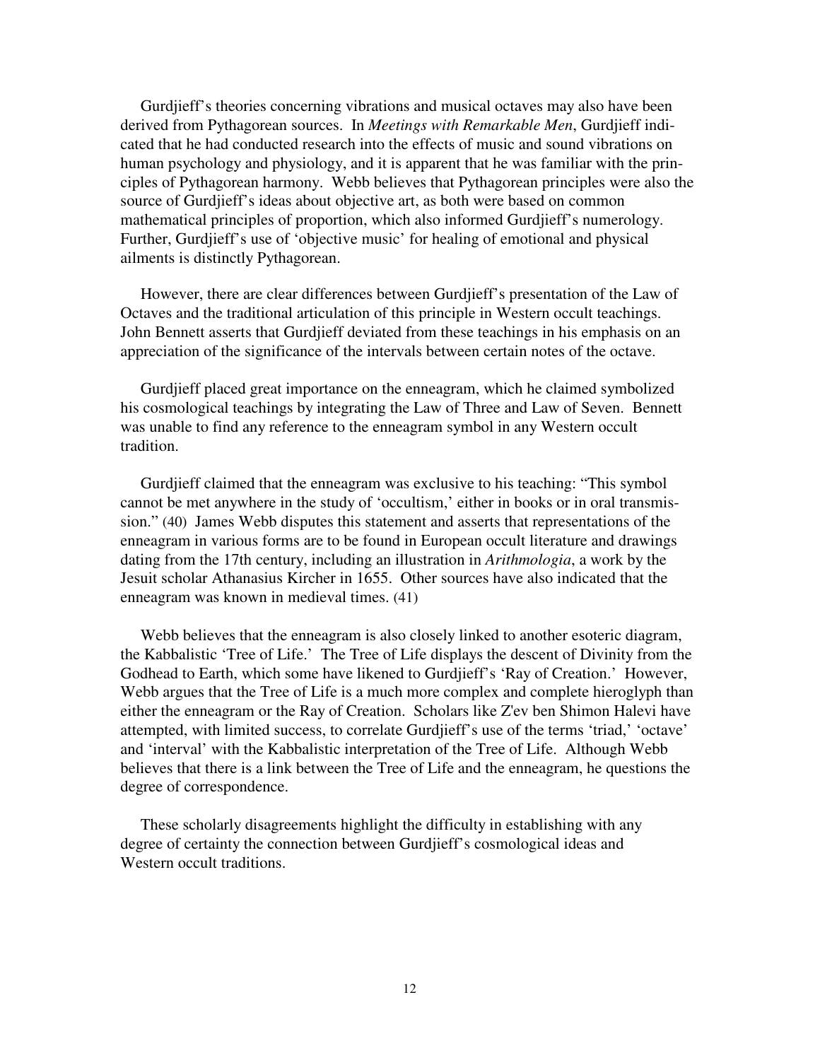Gurdjieff's theories concerning vibrations and musical octaves may also have been derived from Pythagorean sources. In *Meetings with Remarkable Men*, Gurdjieff indicated that he had conducted research into the effects of music and sound vibrations on human psychology and physiology, and it is apparent that he was familiar with the principles of Pythagorean harmony. Webb believes that Pythagorean principles were also the source of Gurdjieff's ideas about objective art, as both were based on common mathematical principles of proportion, which also informed Gurdjieff's numerology. Further, Gurdjieff's use of 'objective music' for healing of emotional and physical ailments is distinctly Pythagorean.

However, there are clear differences between Gurdjieff's presentation of the Law of Octaves and the traditional articulation of this principle in Western occult teachings. John Bennett asserts that Gurdjieff deviated from these teachings in his emphasis on an appreciation of the significance of the intervals between certain notes of the octave.

Gurdjieff placed great importance on the enneagram, which he claimed symbolized his cosmological teachings by integrating the Law of Three and Law of Seven. Bennett was unable to find any reference to the enneagram symbol in any Western occult tradition.

Gurdjieff claimed that the enneagram was exclusive to his teaching: "This symbol cannot be met anywhere in the study of 'occultism,' either in books or in oral transmission." (40) James Webb disputes this statement and asserts that representations of the enneagram in various forms are to be found in European occult literature and drawings dating from the 17th century, including an illustration in *Arithmologia*, a work by the Jesuit scholar Athanasius Kircher in 1655. Other sources have also indicated that the enneagram was known in medieval times. (41)

Webb believes that the enneagram is also closely linked to another esoteric diagram, the Kabbalistic 'Tree of Life.' The Tree of Life displays the descent of Divinity from the Godhead to Earth, which some have likened to Gurdjieff's 'Ray of Creation.' However, Webb argues that the Tree of Life is a much more complex and complete hieroglyph than either the enneagram or the Ray of Creation. Scholars like Z'ev ben Shimon Halevi have attempted, with limited success, to correlate Gurdjieff's use of the terms 'triad,' 'octave' and 'interval' with the Kabbalistic interpretation of the Tree of Life. Although Webb believes that there is a link between the Tree of Life and the enneagram, he questions the degree of correspondence.

These scholarly disagreements highlight the difficulty in establishing with any degree of certainty the connection between Gurdjieff's cosmological ideas and Western occult traditions.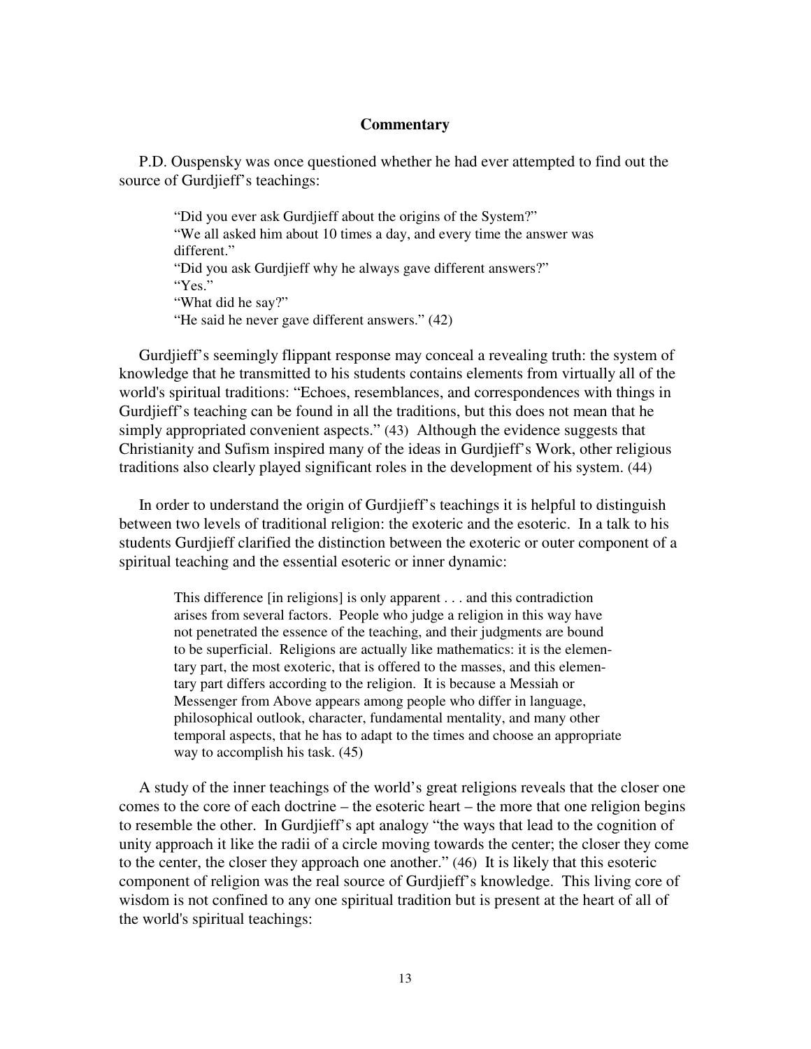**Commentary**

P.D. Ouspensky was once questioned whether he had ever attempted to find out the source of Gurdjieff's teachings:

> "Did you ever ask Gurdjieff about the origins of the System?"
> "We all asked him about 10 times a day, and every time the answer was different."
> "Did you ask Gurdjieff why he always gave different answers?"
> "Yes."
> "What did he say?"
> "He said he never gave different answers." (42)

Gurdjieff's seemingly flippant response may conceal a revealing truth: the system of knowledge that he transmitted to his students contains elements from virtually all of the world's spiritual traditions: "Echoes, resemblances, and correspondences with things in Gurdjieff's teaching can be found in all the traditions, but this does not mean that he simply appropriated convenient aspects." (43) Although the evidence suggests that Christianity and Sufism inspired many of the ideas in Gurdjieff's Work, other religious traditions also clearly played significant roles in the development of his system. (44)

In order to understand the origin of Gurdjieff's teachings it is helpful to distinguish between two levels of traditional religion: the exoteric and the esoteric. In a talk to his students Gurdjieff clarified the distinction between the exoteric or outer component of a spiritual teaching and the essential esoteric or inner dynamic:

> This difference [in religions] is only apparent . . . and this contradiction arises from several factors. People who judge a religion in this way have not penetrated the essence of the teaching, and their judgments are bound to be superficial. Religions are actually like mathematics: it is the elementary part, the most exoteric, that is offered to the masses, and this elementary part differs according to the religion. It is because a Messiah or Messenger from Above appears among people who differ in language, philosophical outlook, character, fundamental mentality, and many other temporal aspects, that he has to adapt to the times and choose an appropriate way to accomplish his task. (45)

A study of the inner teachings of the world's great religions reveals that the closer one comes to the core of each doctrine – the esoteric heart – the more that one religion begins to resemble the other. In Gurdjieff's apt analogy "the ways that lead to the cognition of unity approach it like the radii of a circle moving towards the center; the closer they come to the center, the closer they approach one another." (46) It is likely that this esoteric component of religion was the real source of Gurdjieff's knowledge. This living core of wisdom is not confined to any one spiritual tradition but is present at the heart of all of the world's spiritual teachings: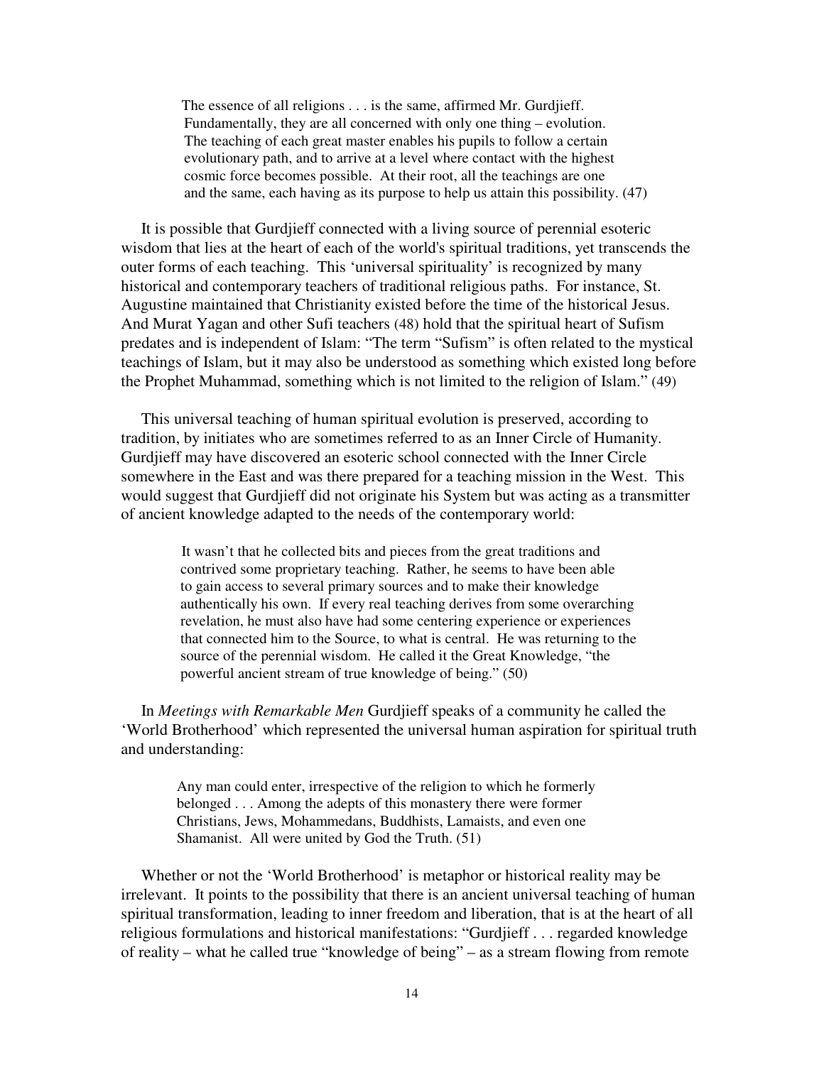> The essence of all religions . . . is the same, affirmed Mr. Gurdjieff. Fundamentally, they are all concerned with only one thing – evolution. The teaching of each great master enables his pupils to follow a certain evolutionary path, and to arrive at a level where contact with the highest cosmic force becomes possible. At their root, all the teachings are one and the same, each having as its purpose to help us attain this possibility. (47)

It is possible that Gurdjieff connected with a living source of perennial esoteric wisdom that lies at the heart of each of the world's spiritual traditions, yet transcends the outer forms of each teaching. This 'universal spirituality' is recognized by many historical and contemporary teachers of traditional religious paths. For instance, St. Augustine maintained that Christianity existed before the time of the historical Jesus. And Murat Yagan and other Sufi teachers (48) hold that the spiritual heart of Sufism predates and is independent of Islam: "The term "Sufism" is often related to the mystical teachings of Islam, but it may also be understood as something which existed long before the Prophet Muhammad, something which is not limited to the religion of Islam." (49)

This universal teaching of human spiritual evolution is preserved, according to tradition, by initiates who are sometimes referred to as an Inner Circle of Humanity. Gurdjieff may have discovered an esoteric school connected with the Inner Circle somewhere in the East and was there prepared for a teaching mission in the West. This would suggest that Gurdjieff did not originate his System but was acting as a transmitter of ancient knowledge adapted to the needs of the contemporary world:

> It wasn't that he collected bits and pieces from the great traditions and contrived some proprietary teaching. Rather, he seems to have been able to gain access to several primary sources and to make their knowledge authentically his own. If every real teaching derives from some overarching revelation, he must also have had some centering experience or experiences that connected him to the Source, to what is central. He was returning to the source of the perennial wisdom. He called it the Great Knowledge, "the powerful ancient stream of true knowledge of being." (50)

In *Meetings with Remarkable Men* Gurdjieff speaks of a community he called the 'World Brotherhood' which represented the universal human aspiration for spiritual truth and understanding:

> Any man could enter, irrespective of the religion to which he formerly belonged . . . Among the adepts of this monastery there were former Christians, Jews, Mohammedans, Buddhists, Lamaists, and even one Shamanist. All were united by God the Truth. (51)

Whether or not the 'World Brotherhood' is metaphor or historical reality may be irrelevant. It points to the possibility that there is an ancient universal teaching of human spiritual transformation, leading to inner freedom and liberation, that is at the heart of all religious formulations and historical manifestations: "Gurdjieff . . . regarded knowledge of reality – what he called true "knowledge of being" – as a stream flowing from remote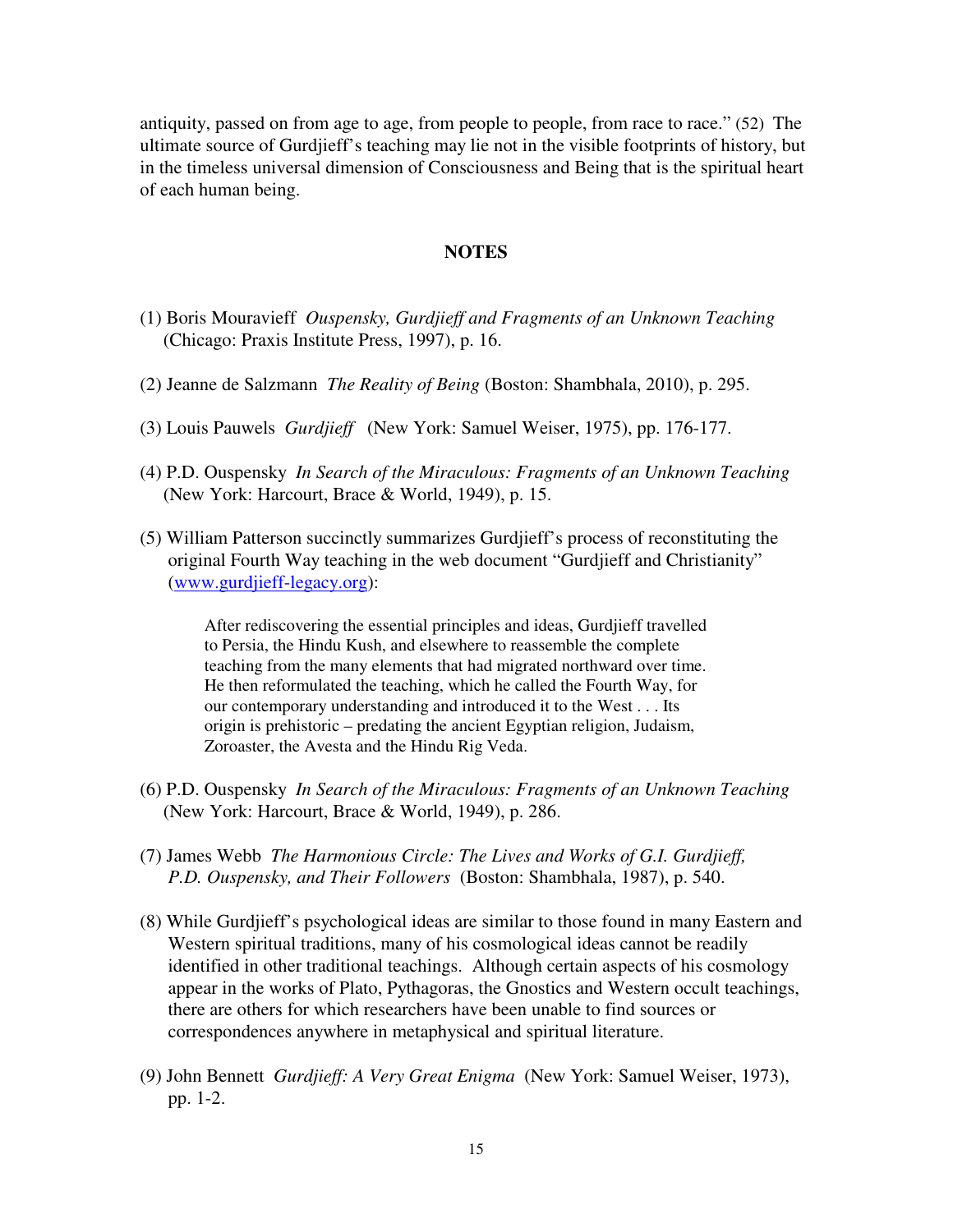antiquity, passed on from age to age, from people to people, from race to race." (52) The ultimate source of Gurdjieff's teaching may lie not in the visible footprints of history, but in the timeless universal dimension of Consciousness and Being that is the spiritual heart of each human being.

## NOTES

(1) Boris Mouravieff *Ouspensky, Gurdjieff and Fragments of an Unknown Teaching* (Chicago: Praxis Institute Press, 1997), p. 16.

(2) Jeanne de Salzmann *The Reality of Being* (Boston: Shambhala, 2010), p. 295.

(3) Louis Pauwels *Gurdjieff* (New York: Samuel Weiser, 1975), pp. 176-177.

(4) P.D. Ouspensky *In Search of the Miraculous: Fragments of an Unknown Teaching* (New York: Harcourt, Brace & World, 1949), p. 15.

(5) William Patterson succinctly summarizes Gurdjieff's process of reconstituting the original Fourth Way teaching in the web document "Gurdjieff and Christianity" (www.gurdjieff-legacy.org):

> After rediscovering the essential principles and ideas, Gurdjieff travelled to Persia, the Hindu Kush, and elsewhere to reassemble the complete teaching from the many elements that had migrated northward over time. He then reformulated the teaching, which he called the Fourth Way, for our contemporary understanding and introduced it to the West . . . Its origin is prehistoric – predating the ancient Egyptian religion, Judaism, Zoroaster, the Avesta and the Hindu Rig Veda.

(6) P.D. Ouspensky *In Search of the Miraculous: Fragments of an Unknown Teaching* (New York: Harcourt, Brace & World, 1949), p. 286.

(7) James Webb *The Harmonious Circle: The Lives and Works of G.I. Gurdjieff, P.D. Ouspensky, and Their Followers* (Boston: Shambhala, 1987), p. 540.

(8) While Gurdjieff's psychological ideas are similar to those found in many Eastern and Western spiritual traditions, many of his cosmological ideas cannot be readily identified in other traditional teachings. Although certain aspects of his cosmology appear in the works of Plato, Pythagoras, the Gnostics and Western occult teachings, there are others for which researchers have been unable to find sources or correspondences anywhere in metaphysical and spiritual literature.

(9) John Bennett *Gurdjieff: A Very Great Enigma* (New York: Samuel Weiser, 1973), pp. 1-2.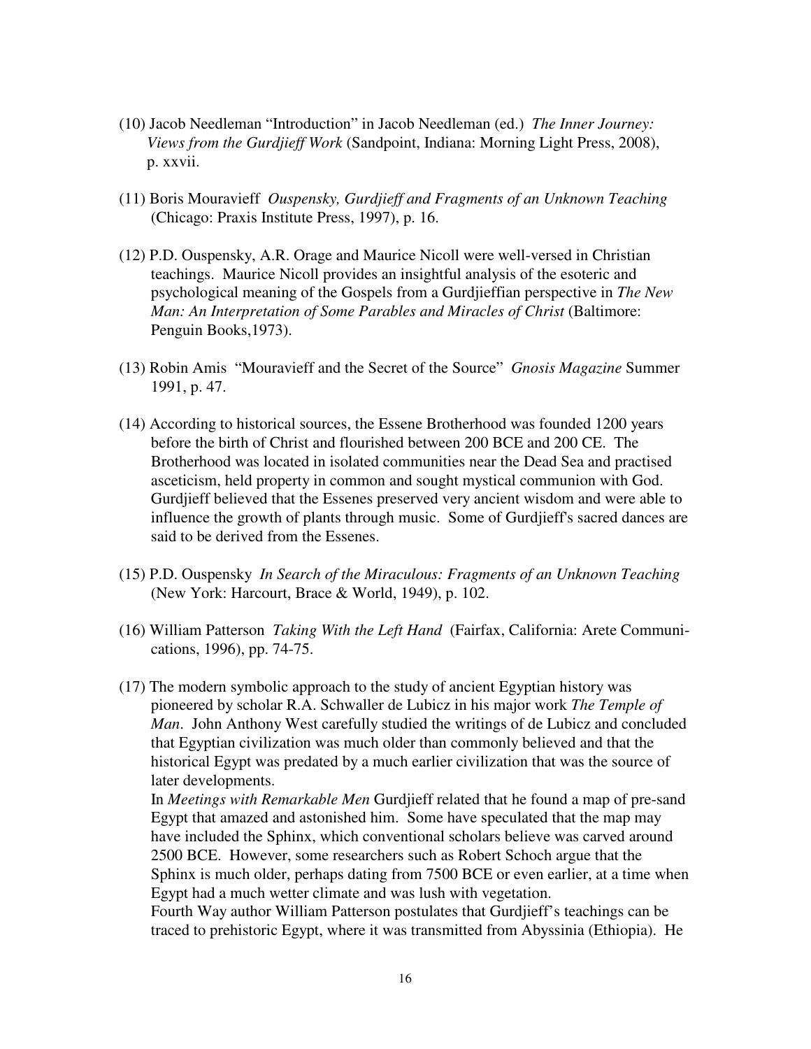(10) Jacob Needleman "Introduction" in Jacob Needleman (ed.) *The Inner Journey: Views from the Gurdjieff Work* (Sandpoint, Indiana: Morning Light Press, 2008), p. xxvii.

(11) Boris Mouravieff *Ouspensky, Gurdjieff and Fragments of an Unknown Teaching* (Chicago: Praxis Institute Press, 1997), p. 16.

(12) P.D. Ouspensky, A.R. Orage and Maurice Nicoll were well-versed in Christian teachings. Maurice Nicoll provides an insightful analysis of the esoteric and psychological meaning of the Gospels from a Gurdjieffian perspective in *The New Man: An Interpretation of Some Parables and Miracles of Christ* (Baltimore: Penguin Books,1973).

(13) Robin Amis "Mouravieff and the Secret of the Source" *Gnosis Magazine* Summer 1991, p. 47.

(14) According to historical sources, the Essene Brotherhood was founded 1200 years before the birth of Christ and flourished between 200 BCE and 200 CE. The Brotherhood was located in isolated communities near the Dead Sea and practised asceticism, held property in common and sought mystical communion with God. Gurdjieff believed that the Essenes preserved very ancient wisdom and were able to influence the growth of plants through music. Some of Gurdjieff's sacred dances are said to be derived from the Essenes.

(15) P.D. Ouspensky *In Search of the Miraculous: Fragments of an Unknown Teaching* (New York: Harcourt, Brace & World, 1949), p. 102.

(16) William Patterson *Taking With the Left Hand* (Fairfax, California: Arete Communications, 1996), pp. 74-75.

(17) The modern symbolic approach to the study of ancient Egyptian history was pioneered by scholar R.A. Schwaller de Lubicz in his major work *The Temple of Man*. John Anthony West carefully studied the writings of de Lubicz and concluded that Egyptian civilization was much older than commonly believed and that the historical Egypt was predated by a much earlier civilization that was the source of later developments.
In *Meetings with Remarkable Men* Gurdjieff related that he found a map of pre-sand Egypt that amazed and astonished him. Some have speculated that the map may have included the Sphinx, which conventional scholars believe was carved around 2500 BCE. However, some researchers such as Robert Schoch argue that the Sphinx is much older, perhaps dating from 7500 BCE or even earlier, at a time when Egypt had a much wetter climate and was lush with vegetation.
Fourth Way author William Patterson postulates that Gurdjieff's teachings can be traced to prehistoric Egypt, where it was transmitted from Abyssinia (Ethiopia). He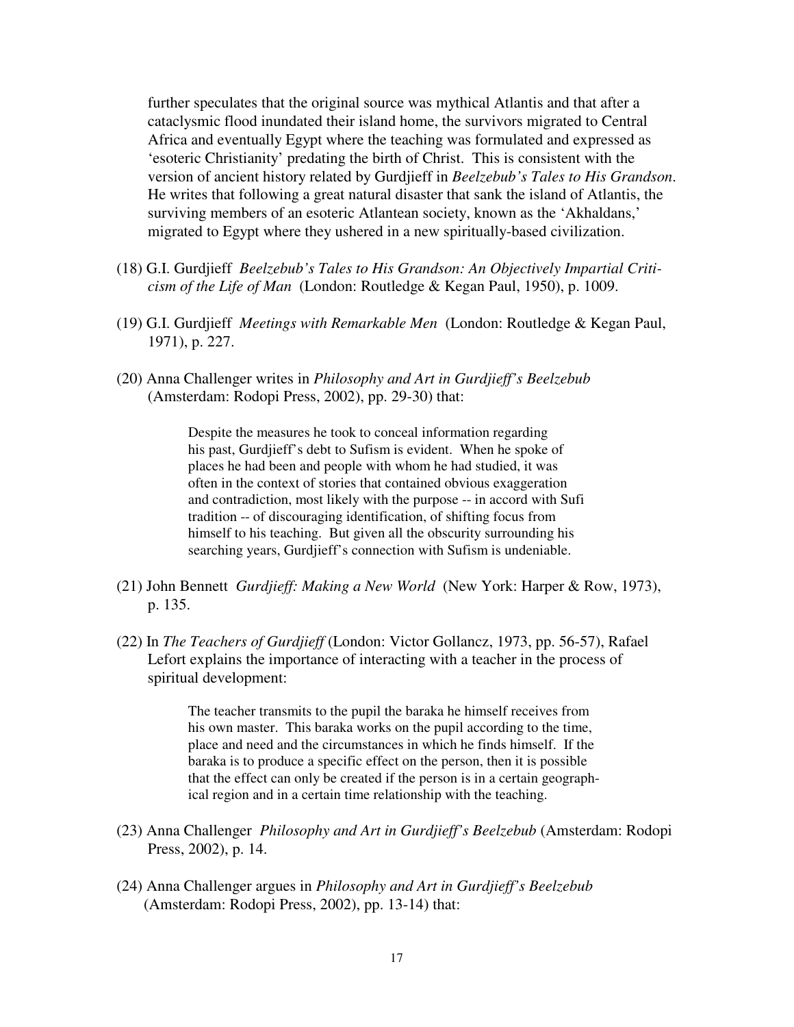further speculates that the original source was mythical Atlantis and that after a cataclysmic flood inundated their island home, the survivors migrated to Central Africa and eventually Egypt where the teaching was formulated and expressed as 'esoteric Christianity' predating the birth of Christ. This is consistent with the version of ancient history related by Gurdjieff in *Beelzebub's Tales to His Grandson*. He writes that following a great natural disaster that sank the island of Atlantis, the surviving members of an esoteric Atlantean society, known as the 'Akhaldans,' migrated to Egypt where they ushered in a new spiritually-based civilization.

(18) G.I. Gurdjieff *Beelzebub's Tales to His Grandson: An Objectively Impartial Criticism of the Life of Man* (London: Routledge & Kegan Paul, 1950), p. 1009.

(19) G.I. Gurdjieff *Meetings with Remarkable Men* (London: Routledge & Kegan Paul, 1971), p. 227.

(20) Anna Challenger writes in *Philosophy and Art in Gurdjieff's Beelzebub* (Amsterdam: Rodopi Press, 2002), pp. 29-30) that:

> Despite the measures he took to conceal information regarding his past, Gurdjieff's debt to Sufism is evident. When he spoke of places he had been and people with whom he had studied, it was often in the context of stories that contained obvious exaggeration and contradiction, most likely with the purpose -- in accord with Sufi tradition -- of discouraging identification, of shifting focus from himself to his teaching. But given all the obscurity surrounding his searching years, Gurdjieff's connection with Sufism is undeniable.

(21) John Bennett *Gurdjieff: Making a New World* (New York: Harper & Row, 1973), p. 135.

(22) In *The Teachers of Gurdjieff* (London: Victor Gollancz, 1973, pp. 56-57), Rafael Lefort explains the importance of interacting with a teacher in the process of spiritual development:

> The teacher transmits to the pupil the baraka he himself receives from his own master. This baraka works on the pupil according to the time, place and need and the circumstances in which he finds himself. If the baraka is to produce a specific effect on the person, then it is possible that the effect can only be created if the person is in a certain geographical region and in a certain time relationship with the teaching.

(23) Anna Challenger *Philosophy and Art in Gurdjieff's Beelzebub* (Amsterdam: Rodopi Press, 2002), p. 14.

(24) Anna Challenger argues in *Philosophy and Art in Gurdjieff's Beelzebub* (Amsterdam: Rodopi Press, 2002), pp. 13-14) that: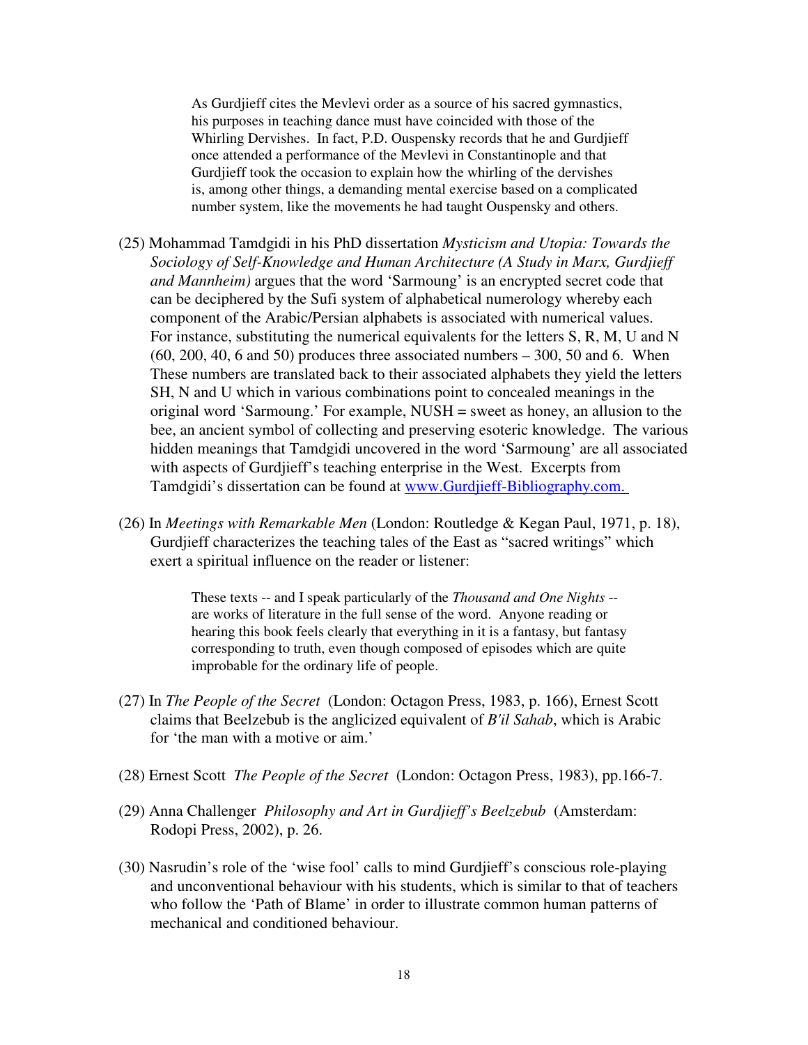> As Gurdjieff cites the Mevlevi order as a source of his sacred gymnastics, his purposes in teaching dance must have coincided with those of the Whirling Dervishes. In fact, P.D. Ouspensky records that he and Gurdjieff once attended a performance of the Mevlevi in Constantinople and that Gurdjieff took the occasion to explain how the whirling of the dervishes is, among other things, a demanding mental exercise based on a complicated number system, like the movements he had taught Ouspensky and others.

(25) Mohammad Tamdgidi in his PhD dissertation *Mysticism and Utopia: Towards the Sociology of Self-Knowledge and Human Architecture (A Study in Marx, Gurdjieff and Mannheim)* argues that the word 'Sarmoung' is an encrypted secret code that can be deciphered by the Sufi system of alphabetical numerology whereby each component of the Arabic/Persian alphabets is associated with numerical values. For instance, substituting the numerical equivalents for the letters S, R, M, U and N (60, 200, 40, 6 and 50) produces three associated numbers – 300, 50 and 6. When These numbers are translated back to their associated alphabets they yield the letters SH, N and U which in various combinations point to concealed meanings in the original word 'Sarmoung.' For example, NUSH = sweet as honey, an allusion to the bee, an ancient symbol of collecting and preserving esoteric knowledge. The various hidden meanings that Tamdgidi uncovered in the word 'Sarmoung' are all associated with aspects of Gurdjieff's teaching enterprise in the West. Excerpts from Tamdgidi's dissertation can be found at www.Gurdjieff-Bibliography.com.

(26) In *Meetings with Remarkable Men* (London: Routledge & Kegan Paul, 1971, p. 18), Gurdjieff characterizes the teaching tales of the East as "sacred writings" which exert a spiritual influence on the reader or listener:

> These texts -- and I speak particularly of the *Thousand and One Nights* -- are works of literature in the full sense of the word. Anyone reading or hearing this book feels clearly that everything in it is a fantasy, but fantasy corresponding to truth, even though composed of episodes which are quite improbable for the ordinary life of people.

(27) In *The People of the Secret* (London: Octagon Press, 1983, p. 166), Ernest Scott claims that Beelzebub is the anglicized equivalent of *B'il Sahab*, which is Arabic for 'the man with a motive or aim.'

(28) Ernest Scott *The People of the Secret* (London: Octagon Press, 1983), pp.166-7.

(29) Anna Challenger *Philosophy and Art in Gurdjieff's Beelzebub* (Amsterdam: Rodopi Press, 2002), p. 26.

(30) Nasrudin's role of the 'wise fool' calls to mind Gurdjieff's conscious role-playing and unconventional behaviour with his students, which is similar to that of teachers who follow the 'Path of Blame' in order to illustrate common human patterns of mechanical and conditioned behaviour.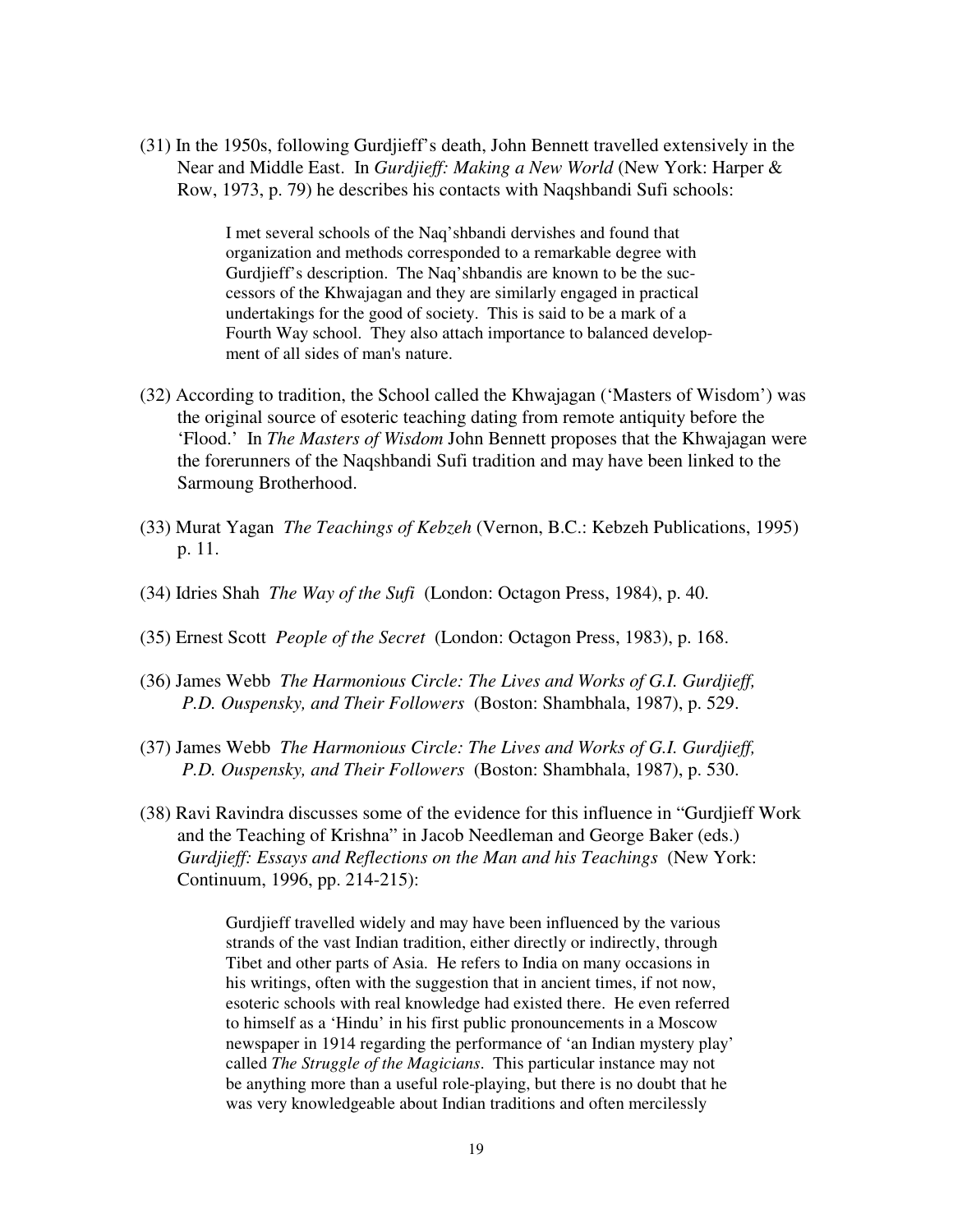(31) In the 1950s, following Gurdjieff's death, John Bennett travelled extensively in the Near and Middle East. In *Gurdjieff: Making a New World* (New York: Harper & Row, 1973, p. 79) he describes his contacts with Naqshbandi Sufi schools:

> I met several schools of the Naq'shbandi dervishes and found that organization and methods corresponded to a remarkable degree with Gurdjieff's description. The Naq'shbandis are known to be the successors of the Khwajagan and they are similarly engaged in practical undertakings for the good of society. This is said to be a mark of a Fourth Way school. They also attach importance to balanced development of all sides of man's nature.

(32) According to tradition, the School called the Khwajagan ('Masters of Wisdom') was the original source of esoteric teaching dating from remote antiquity before the 'Flood.' In *The Masters of Wisdom* John Bennett proposes that the Khwajagan were the forerunners of the Naqshbandi Sufi tradition and may have been linked to the Sarmoung Brotherhood.

(33) Murat Yagan *The Teachings of Kebzeh* (Vernon, B.C.: Kebzeh Publications, 1995) p. 11.

(34) Idries Shah *The Way of the Sufi* (London: Octagon Press, 1984), p. 40.

(35) Ernest Scott *People of the Secret* (London: Octagon Press, 1983), p. 168.

(36) James Webb *The Harmonious Circle: The Lives and Works of G.I. Gurdjieff, P.D. Ouspensky, and Their Followers* (Boston: Shambhala, 1987), p. 529.

(37) James Webb *The Harmonious Circle: The Lives and Works of G.I. Gurdjieff, P.D. Ouspensky, and Their Followers* (Boston: Shambhala, 1987), p. 530.

(38) Ravi Ravindra discusses some of the evidence for this influence in "Gurdjieff Work and the Teaching of Krishna" in Jacob Needleman and George Baker (eds.) *Gurdjieff: Essays and Reflections on the Man and his Teachings* (New York: Continuum, 1996, pp. 214-215):

> Gurdjieff travelled widely and may have been influenced by the various strands of the vast Indian tradition, either directly or indirectly, through Tibet and other parts of Asia. He refers to India on many occasions in his writings, often with the suggestion that in ancient times, if not now, esoteric schools with real knowledge had existed there. He even referred to himself as a 'Hindu' in his first public pronouncements in a Moscow newspaper in 1914 regarding the performance of 'an Indian mystery play' called *The Struggle of the Magicians*. This particular instance may not be anything more than a useful role-playing, but there is no doubt that he was very knowledgeable about Indian traditions and often mercilessly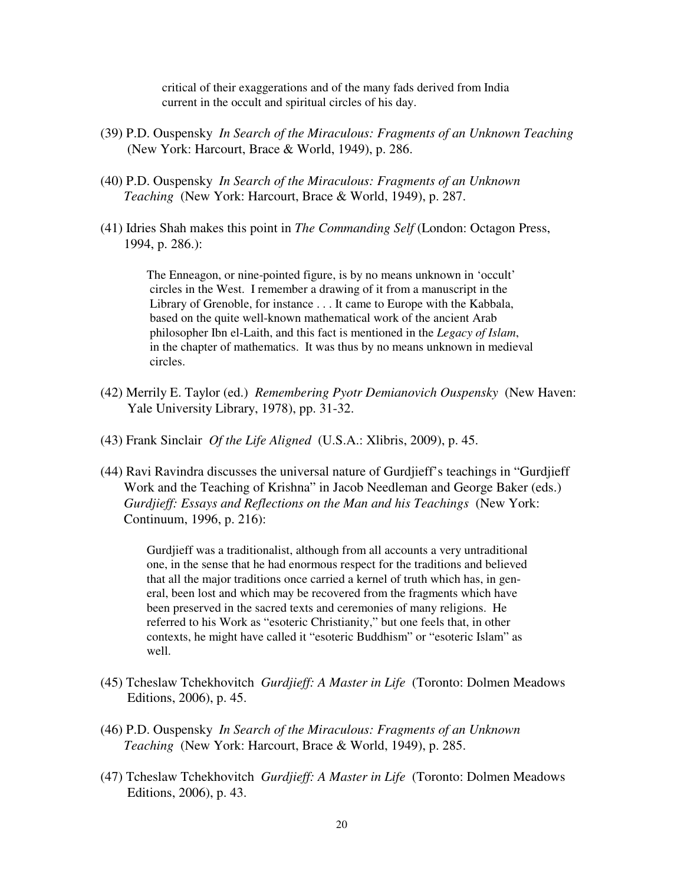> critical of their exaggerations and of the many fads derived from India current in the occult and spiritual circles of his day.

(39) P.D. Ouspensky *In Search of the Miraculous: Fragments of an Unknown Teaching* (New York: Harcourt, Brace & World, 1949), p. 286.

(40) P.D. Ouspensky *In Search of the Miraculous: Fragments of an Unknown Teaching* (New York: Harcourt, Brace & World, 1949), p. 287.

(41) Idries Shah makes this point in *The Commanding Self* (London: Octagon Press, 1994, p. 286.):

> The Enneagon, or nine-pointed figure, is by no means unknown in 'occult' circles in the West. I remember a drawing of it from a manuscript in the Library of Grenoble, for instance . . . It came to Europe with the Kabbala, based on the quite well-known mathematical work of the ancient Arab philosopher Ibn el-Laith, and this fact is mentioned in the *Legacy of Islam*, in the chapter of mathematics. It was thus by no means unknown in medieval circles.

(42) Merrily E. Taylor (ed.) *Remembering Pyotr Demianovich Ouspensky* (New Haven: Yale University Library, 1978), pp. 31-32.

(43) Frank Sinclair *Of the Life Aligned* (U.S.A.: Xlibris, 2009), p. 45.

(44) Ravi Ravindra discusses the universal nature of Gurdjieff's teachings in "Gurdjieff Work and the Teaching of Krishna" in Jacob Needleman and George Baker (eds.) *Gurdjieff: Essays and Reflections on the Man and his Teachings* (New York: Continuum, 1996, p. 216):

> Gurdjieff was a traditionalist, although from all accounts a very untraditional one, in the sense that he had enormous respect for the traditions and believed that all the major traditions once carried a kernel of truth which has, in general, been lost and which may be recovered from the fragments which have been preserved in the sacred texts and ceremonies of many religions. He referred to his Work as "esoteric Christianity," but one feels that, in other contexts, he might have called it "esoteric Buddhism" or "esoteric Islam" as well.

(45) Tcheslaw Tchekhovitch *Gurdjieff: A Master in Life* (Toronto: Dolmen Meadows Editions, 2006), p. 45.

(46) P.D. Ouspensky *In Search of the Miraculous: Fragments of an Unknown Teaching* (New York: Harcourt, Brace & World, 1949), p. 285.

(47) Tcheslaw Tchekhovitch *Gurdjieff: A Master in Life* (Toronto: Dolmen Meadows Editions, 2006), p. 43.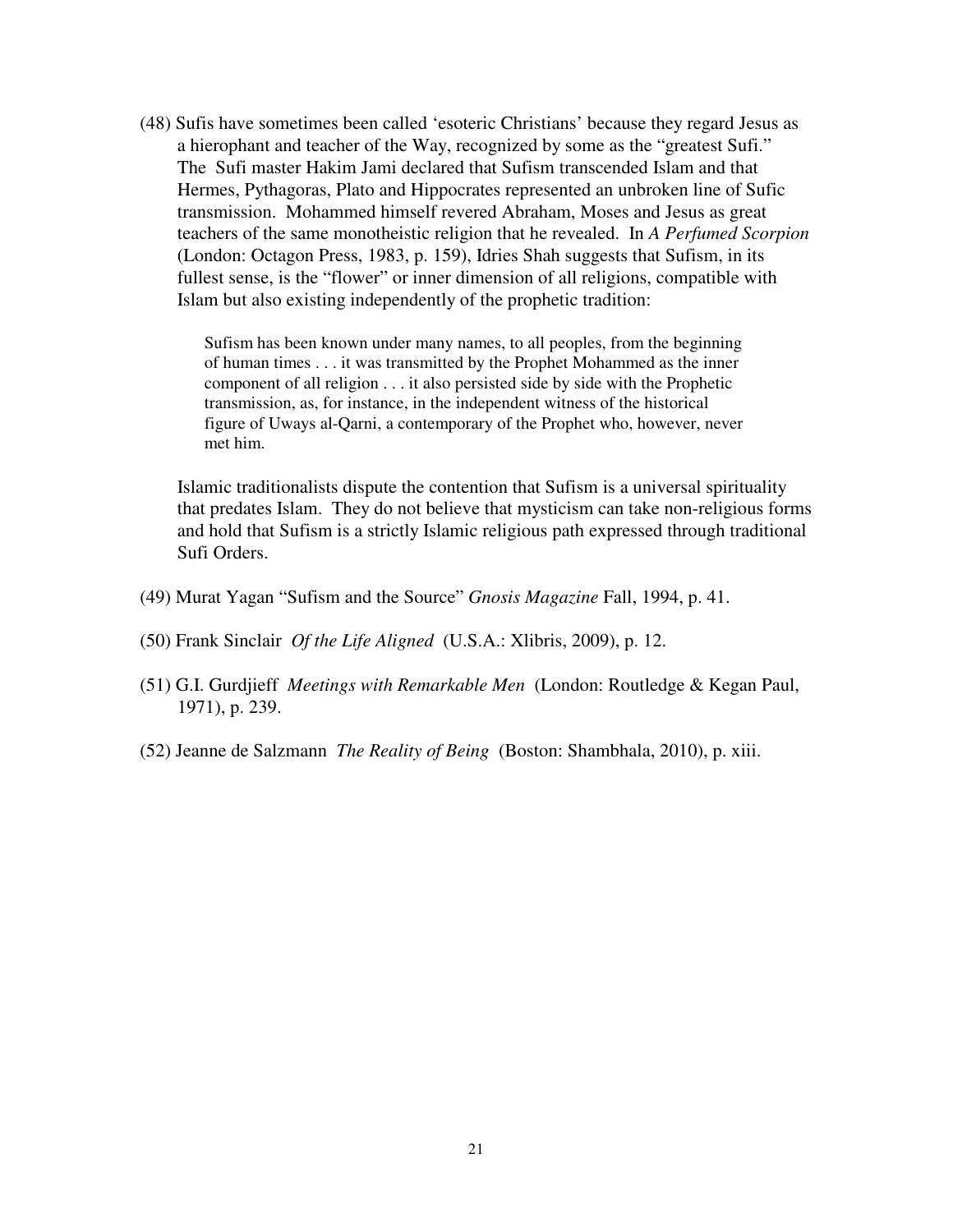(48) Sufis have sometimes been called 'esoteric Christians' because they regard Jesus as a hierophant and teacher of the Way, recognized by some as the "greatest Sufi." The Sufi master Hakim Jami declared that Sufism transcended Islam and that Hermes, Pythagoras, Plato and Hippocrates represented an unbroken line of Sufic transmission. Mohammed himself revered Abraham, Moses and Jesus as great teachers of the same monotheistic religion that he revealed. In *A Perfumed Scorpion* (London: Octagon Press, 1983, p. 159), Idries Shah suggests that Sufism, in its fullest sense, is the "flower" or inner dimension of all religions, compatible with Islam but also existing independently of the prophetic tradition:

> Sufism has been known under many names, to all peoples, from the beginning of human times . . . it was transmitted by the Prophet Mohammed as the inner component of all religion . . . it also persisted side by side with the Prophetic transmission, as, for instance, in the independent witness of the historical figure of Uways al-Qarni, a contemporary of the Prophet who, however, never met him.

Islamic traditionalists dispute the contention that Sufism is a universal spirituality that predates Islam. They do not believe that mysticism can take non-religious forms and hold that Sufism is a strictly Islamic religious path expressed through traditional Sufi Orders.

(49) Murat Yagan "Sufism and the Source" *Gnosis Magazine* Fall, 1994, p. 41.

(50) Frank Sinclair *Of the Life Aligned* (U.S.A.: Xlibris, 2009), p. 12.

(51) G.I. Gurdjieff *Meetings with Remarkable Men* (London: Routledge & Kegan Paul, 1971), p. 239.

(52) Jeanne de Salzmann *The Reality of Being* (Boston: Shambhala, 2010), p. xiii.